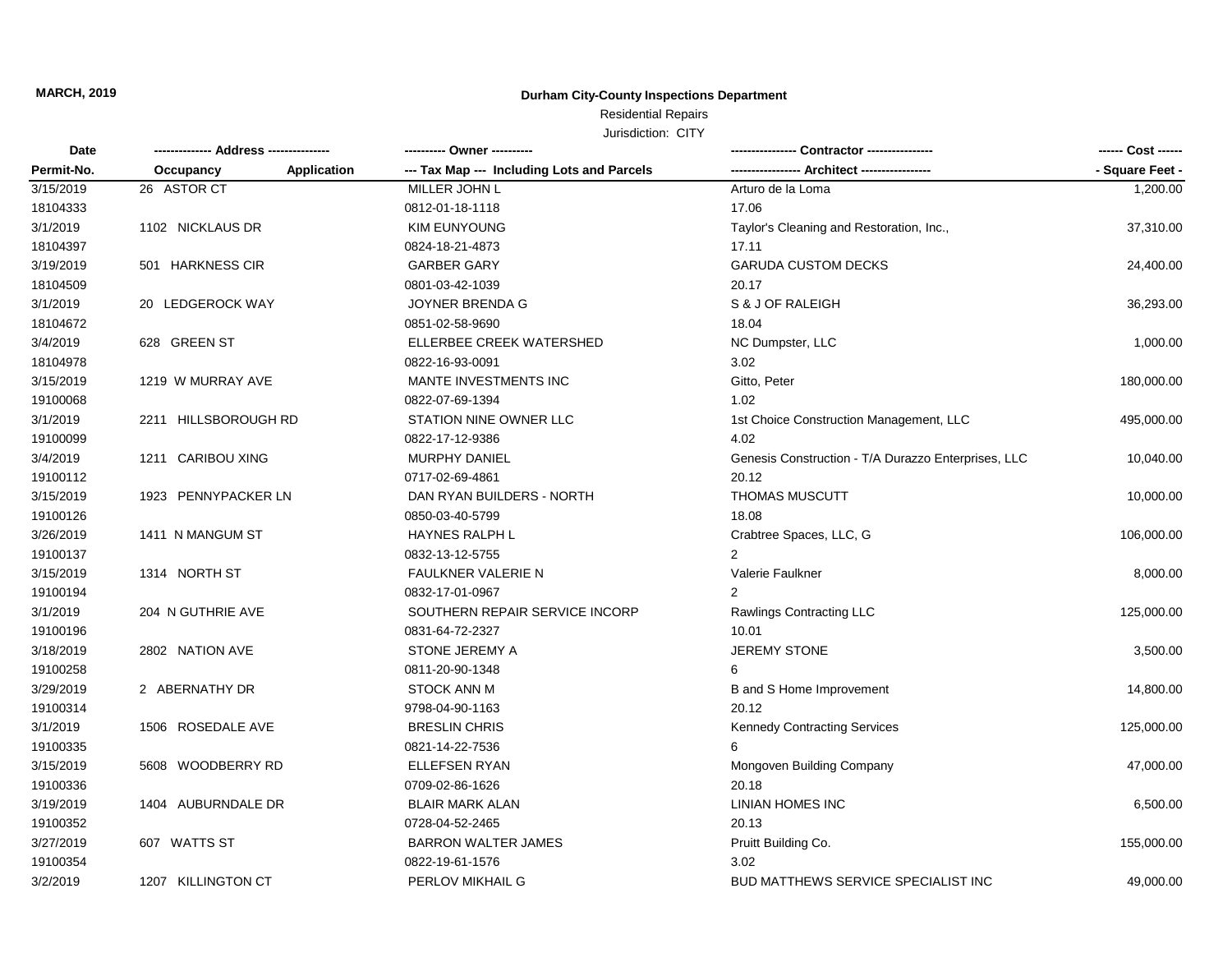**MARCH, 2019**

# Durham City-County Inspections Department

Residential Repairs

Jurisdiction: CITY

| Date<br>Permit-No. | ------------- Address -------------<br>Occupancy | Application | ---------- Owner ----------<br>--- Tax Map --- Including Lots and Parcels | ---------------- Contractor ----------------<br>----------------- Architect ----------------- | ------ Cost ------<br>- Square Feet - |
|---|---|---|---|---|---|
| 3/15/2019 | 26 ASTOR CT | | MILLER JOHN L | Arturo de la Loma | 1,200.00 |
| 18104333 | | | 0812-01-18-1118 | 17.06 | |
| 3/1/2019 | 1102 NICKLAUS DR | | KIM EUNYOUNG | Taylor's Cleaning and Restoration, Inc., | 37,310.00 |
| 18104397 | | | 0824-18-21-4873 | 17.11 | |
| 3/19/2019 | 501 HARKNESS CIR | | GARBER GARY | GARUDA CUSTOM DECKS | 24,400.00 |
| 18104509 | | | 0801-03-42-1039 | 20.17 | |
| 3/1/2019 | 20 LEDGEROCK WAY | | JOYNER BRENDA G | S & J OF RALEIGH | 36,293.00 |
| 18104672 | | | 0851-02-58-9690 | 18.04 | |
| 3/4/2019 | 628 GREEN ST | | ELLERBEE CREEK WATERSHED | NC Dumpster, LLC | 1,000.00 |
| 18104978 | | | 0822-16-93-0091 | 3.02 | |
| 3/15/2019 | 1219 W MURRAY AVE | | MANTE INVESTMENTS INC | Gitto, Peter | 180,000.00 |
| 19100068 | | | 0822-07-69-1394 | 1.02 | |
| 3/1/2019 | 2211 HILLSBOROUGH RD | | STATION NINE OWNER LLC | 1st Choice Construction Management, LLC | 495,000.00 |
| 19100099 | | | 0822-17-12-9386 | 4.02 | |
| 3/4/2019 | 1211 CARIBOU XING | | MURPHY DANIEL | Genesis Construction - T/A Durazzo Enterprises, LLC | 10,040.00 |
| 19100112 | | | 0717-02-69-4861 | 20.12 | |
| 3/15/2019 | 1923 PENNYPACKER LN | | DAN RYAN BUILDERS - NORTH | THOMAS MUSCUTT | 10,000.00 |
| 19100126 | | | 0850-03-40-5799 | 18.08 | |
| 3/26/2019 | 1411 N MANGUM ST | | HAYNES RALPH L | Crabtree Spaces, LLC, G | 106,000.00 |
| 19100137 | | | 0832-13-12-5755 | 2 | |
| 3/15/2019 | 1314 NORTH ST | | FAULKNER VALERIE N | Valerie Faulkner | 8,000.00 |
| 19100194 | | | 0832-17-01-0967 | 2 | |
| 3/1/2019 | 204 N GUTHRIE AVE | | SOUTHERN REPAIR SERVICE INCORP | Rawlings Contracting LLC | 125,000.00 |
| 19100196 | | | 0831-64-72-2327 | 10.01 | |
| 3/18/2019 | 2802 NATION AVE | | STONE JEREMY A | JEREMY STONE | 3,500.00 |
| 19100258 | | | 0811-20-90-1348 | 6 | |
| 3/29/2019 | 2 ABERNATHY DR | | STOCK ANN M | B and S Home Improvement | 14,800.00 |
| 19100314 | | | 9798-04-90-1163 | 20.12 | |
| 3/1/2019 | 1506 ROSEDALE AVE | | BRESLIN CHRIS | Kennedy Contracting Services | 125,000.00 |
| 19100335 | | | 0821-14-22-7536 | 6 | |
| 3/15/2019 | 5608 WOODBERRY RD | | ELLEFSEN RYAN | Mongoven Building Company | 47,000.00 |
| 19100336 | | | 0709-02-86-1626 | 20.18 | |
| 3/19/2019 | 1404 AUBURNDALE DR | | BLAIR MARK ALAN | LINIAN HOMES INC | 6,500.00 |
| 19100352 | | | 0728-04-52-2465 | 20.13 | |
| 3/27/2019 | 607 WATTS ST | | BARRON WALTER JAMES | Pruitt Building Co. | 155,000.00 |
| 19100354 | | | 0822-19-61-1576 | 3.02 | |
| 3/2/2019 | 1207 KILLINGTON CT | | PERLOV MIKHAIL G | BUD MATTHEWS SERVICE SPECIALIST INC | 49,000.00 |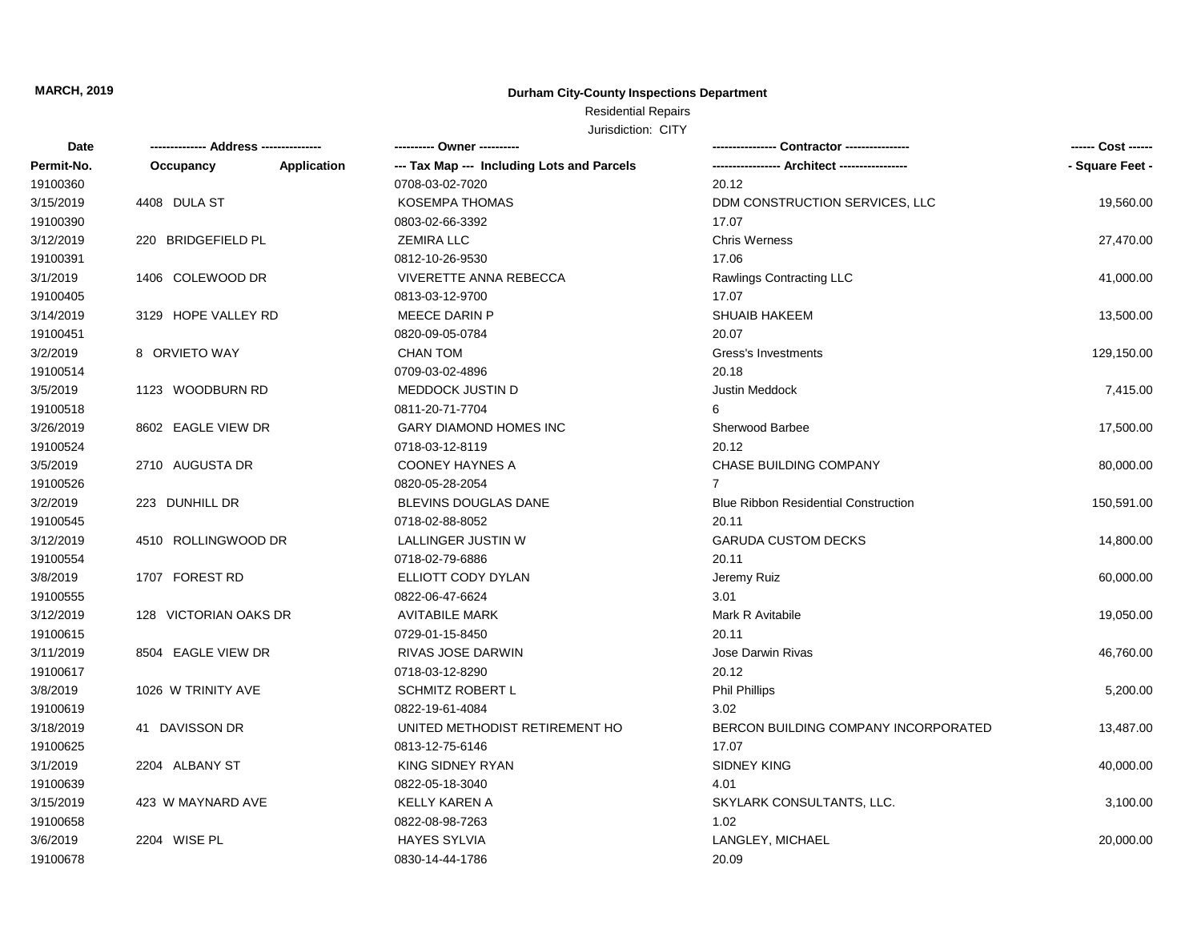**MARCH, 2019**

## Durham City-County Inspections Department

Residential Repairs

Jurisdiction: CITY

| Date | ------------- Address -------------- | | ---------- Owner ---------- | --------------- Contractor --------------- | ------ Cost ------ |
|---|---|---|---|---|---|
| Permit-No. | Occupancy | Application | --- Tax Map --- Including Lots and Parcels | ---------------- Architect ---------------- | - Square Feet - |
| 19100360 | | | 0708-03-02-7020 | 20.12 | |
| 3/15/2019 | 4408 DULA ST | | KOSEMPA THOMAS | DDM CONSTRUCTION SERVICES, LLC | 19,560.00 |
| 19100390 | | | 0803-02-66-3392 | 17.07 | |
| 3/12/2019 | 220 BRIDGEFIELD PL | | ZEMIRA LLC | Chris Werness | 27,470.00 |
| 19100391 | | | 0812-10-26-9530 | 17.06 | |
| 3/1/2019 | 1406 COLEWOOD DR | | VIVERETTE ANNA REBECCA | Rawlings Contracting LLC | 41,000.00 |
| 19100405 | | | 0813-03-12-9700 | 17.07 | |
| 3/14/2019 | 3129 HOPE VALLEY RD | | MEECE DARIN P | SHUAIB HAKEEM | 13,500.00 |
| 19100451 | | | 0820-09-05-0784 | 20.07 | |
| 3/2/2019 | 8 ORVIETO WAY | | CHAN TOM | Gress's Investments | 129,150.00 |
| 19100514 | | | 0709-03-02-4896 | 20.18 | |
| 3/5/2019 | 1123 WOODBURN RD | | MEDDOCK JUSTIN D | Justin Meddock | 7,415.00 |
| 19100518 | | | 0811-20-71-7704 | 6 | |
| 3/26/2019 | 8602 EAGLE VIEW DR | | GARY DIAMOND HOMES INC | Sherwood Barbee | 17,500.00 |
| 19100524 | | | 0718-03-12-8119 | 20.12 | |
| 3/5/2019 | 2710 AUGUSTA DR | | COONEY HAYNES A | CHASE BUILDING COMPANY | 80,000.00 |
| 19100526 | | | 0820-05-28-2054 | 7 | |
| 3/2/2019 | 223 DUNHILL DR | | BLEVINS DOUGLAS DANE | Blue Ribbon Residential Construction | 150,591.00 |
| 19100545 | | | 0718-02-88-8052 | 20.11 | |
| 3/12/2019 | 4510 ROLLINGWOOD DR | | LALLINGER JUSTIN W | GARUDA CUSTOM DECKS | 14,800.00 |
| 19100554 | | | 0718-02-79-6886 | 20.11 | |
| 3/8/2019 | 1707 FOREST RD | | ELLIOTT CODY DYLAN | Jeremy Ruiz | 60,000.00 |
| 19100555 | | | 0822-06-47-6624 | 3.01 | |
| 3/12/2019 | 128 VICTORIAN OAKS DR | | AVITABILE MARK | Mark R Avitabile | 19,050.00 |
| 19100615 | | | 0729-01-15-8450 | 20.11 | |
| 3/11/2019 | 8504 EAGLE VIEW DR | | RIVAS JOSE DARWIN | Jose Darwin Rivas | 46,760.00 |
| 19100617 | | | 0718-03-12-8290 | 20.12 | |
| 3/8/2019 | 1026 W TRINITY AVE | | SCHMITZ ROBERT L | Phil Phillips | 5,200.00 |
| 19100619 | | | 0822-19-61-4084 | 3.02 | |
| 3/18/2019 | 41 DAVISSON DR | | UNITED METHODIST RETIREMENT HO | BERCON BUILDING COMPANY INCORPORATED | 13,487.00 |
| 19100625 | | | 0813-12-75-6146 | 17.07 | |
| 3/1/2019 | 2204 ALBANY ST | | KING SIDNEY RYAN | SIDNEY KING | 40,000.00 |
| 19100639 | | | 0822-05-18-3040 | 4.01 | |
| 3/15/2019 | 423 W MAYNARD AVE | | KELLY KAREN A | SKYLARK CONSULTANTS, LLC. | 3,100.00 |
| 19100658 | | | 0822-08-98-7263 | 1.02 | |
| 3/6/2019 | 2204 WISE PL | | HAYES SYLVIA | LANGLEY, MICHAEL | 20,000.00 |
| 19100678 | | | 0830-14-44-1786 | 20.09 | |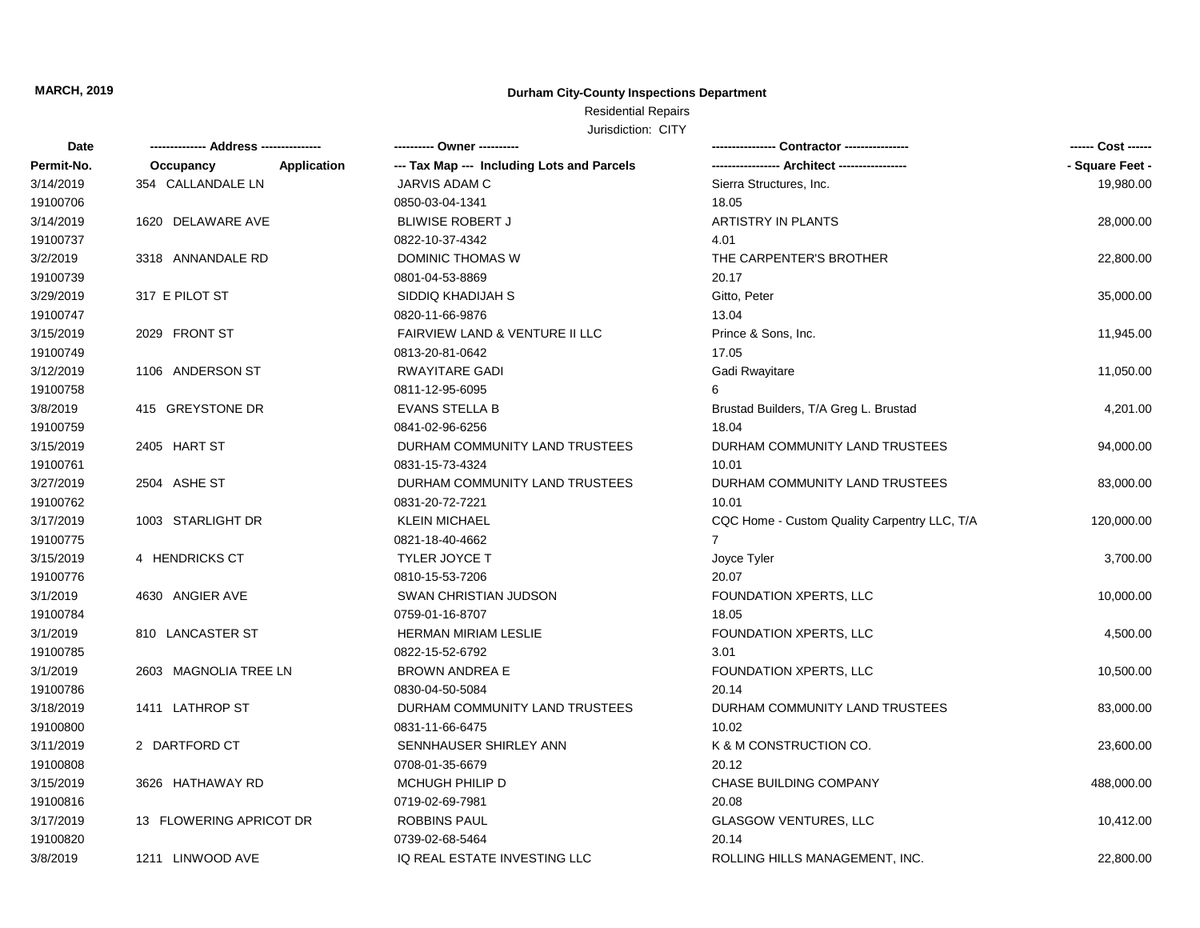**MARCH, 2019**

**Durham City-County Inspections Department**

Residential Repairs

Jurisdiction: CITY

| Date | -------------- Address -------------- | | ---------- Owner ---------- | ---------------- Contractor ---------------- | ------ Cost ------ |
|---|---|---|---|---|---|
| Permit-No. | Occupancy | Application | --- Tax Map --- Including Lots and Parcels | ----------------- Architect ----------------- | - Square Feet - |
| 3/14/2019 | 354 CALLANDALE LN | | JARVIS ADAM C | Sierra Structures, Inc. | 19,980.00 |
| 19100706 | | | 0850-03-04-1341 | 18.05 | |
| 3/14/2019 | 1620 DELAWARE AVE | | BLIWISE ROBERT J | ARTISTRY IN PLANTS | 28,000.00 |
| 19100737 | | | 0822-10-37-4342 | 4.01 | |
| 3/2/2019 | 3318 ANNANDALE RD | | DOMINIC THOMAS W | THE CARPENTER'S BROTHER | 22,800.00 |
| 19100739 | | | 0801-04-53-8869 | 20.17 | |
| 3/29/2019 | 317 E PILOT ST | | SIDDIQ KHADIJAH S | Gitto, Peter | 35,000.00 |
| 19100747 | | | 0820-11-66-9876 | 13.04 | |
| 3/15/2019 | 2029 FRONT ST | | FAIRVIEW LAND & VENTURE II LLC | Prince & Sons, Inc. | 11,945.00 |
| 19100749 | | | 0813-20-81-0642 | 17.05 | |
| 3/12/2019 | 1106 ANDERSON ST | | RWAYITARE GADI | Gadi Rwayitare | 11,050.00 |
| 19100758 | | | 0811-12-95-6095 | 6 | |
| 3/8/2019 | 415 GREYSTONE DR | | EVANS STELLA B | Brustad Builders, T/A Greg L. Brustad | 4,201.00 |
| 19100759 | | | 0841-02-96-6256 | 18.04 | |
| 3/15/2019 | 2405 HART ST | | DURHAM COMMUNITY LAND TRUSTEES | DURHAM COMMUNITY LAND TRUSTEES | 94,000.00 |
| 19100761 | | | 0831-15-73-4324 | 10.01 | |
| 3/27/2019 | 2504 ASHE ST | | DURHAM COMMUNITY LAND TRUSTEES | DURHAM COMMUNITY LAND TRUSTEES | 83,000.00 |
| 19100762 | | | 0831-20-72-7221 | 10.01 | |
| 3/17/2019 | 1003 STARLIGHT DR | | KLEIN MICHAEL | CQC Home - Custom Quality Carpentry LLC, T/A | 120,000.00 |
| 19100775 | | | 0821-18-40-4662 | 7 | |
| 3/15/2019 | 4 HENDRICKS CT | | TYLER JOYCE T | Joyce Tyler | 3,700.00 |
| 19100776 | | | 0810-15-53-7206 | 20.07 | |
| 3/1/2019 | 4630 ANGIER AVE | | SWAN CHRISTIAN JUDSON | FOUNDATION XPERTS, LLC | 10,000.00 |
| 19100784 | | | 0759-01-16-8707 | 18.05 | |
| 3/1/2019 | 810 LANCASTER ST | | HERMAN MIRIAM LESLIE | FOUNDATION XPERTS, LLC | 4,500.00 |
| 19100785 | | | 0822-15-52-6792 | 3.01 | |
| 3/1/2019 | 2603 MAGNOLIA TREE LN | | BROWN ANDREA E | FOUNDATION XPERTS, LLC | 10,500.00 |
| 19100786 | | | 0830-04-50-5084 | 20.14 | |
| 3/18/2019 | 1411 LATHROP ST | | DURHAM COMMUNITY LAND TRUSTEES | DURHAM COMMUNITY LAND TRUSTEES | 83,000.00 |
| 19100800 | | | 0831-11-66-6475 | 10.02 | |
| 3/11/2019 | 2 DARTFORD CT | | SENNHAUSER SHIRLEY ANN | K & M CONSTRUCTION CO. | 23,600.00 |
| 19100808 | | | 0708-01-35-6679 | 20.12 | |
| 3/15/2019 | 3626 HATHAWAY RD | | MCHUGH PHILIP D | CHASE BUILDING COMPANY | 488,000.00 |
| 19100816 | | | 0719-02-69-7981 | 20.08 | |
| 3/17/2019 | 13 FLOWERING APRICOT DR | | ROBBINS PAUL | GLASGOW VENTURES, LLC | 10,412.00 |
| 19100820 | | | 0739-02-68-5464 | 20.14 | |
| 3/8/2019 | 1211 LINWOOD AVE | | IQ REAL ESTATE INVESTING LLC | ROLLING HILLS MANAGEMENT, INC. | 22,800.00 |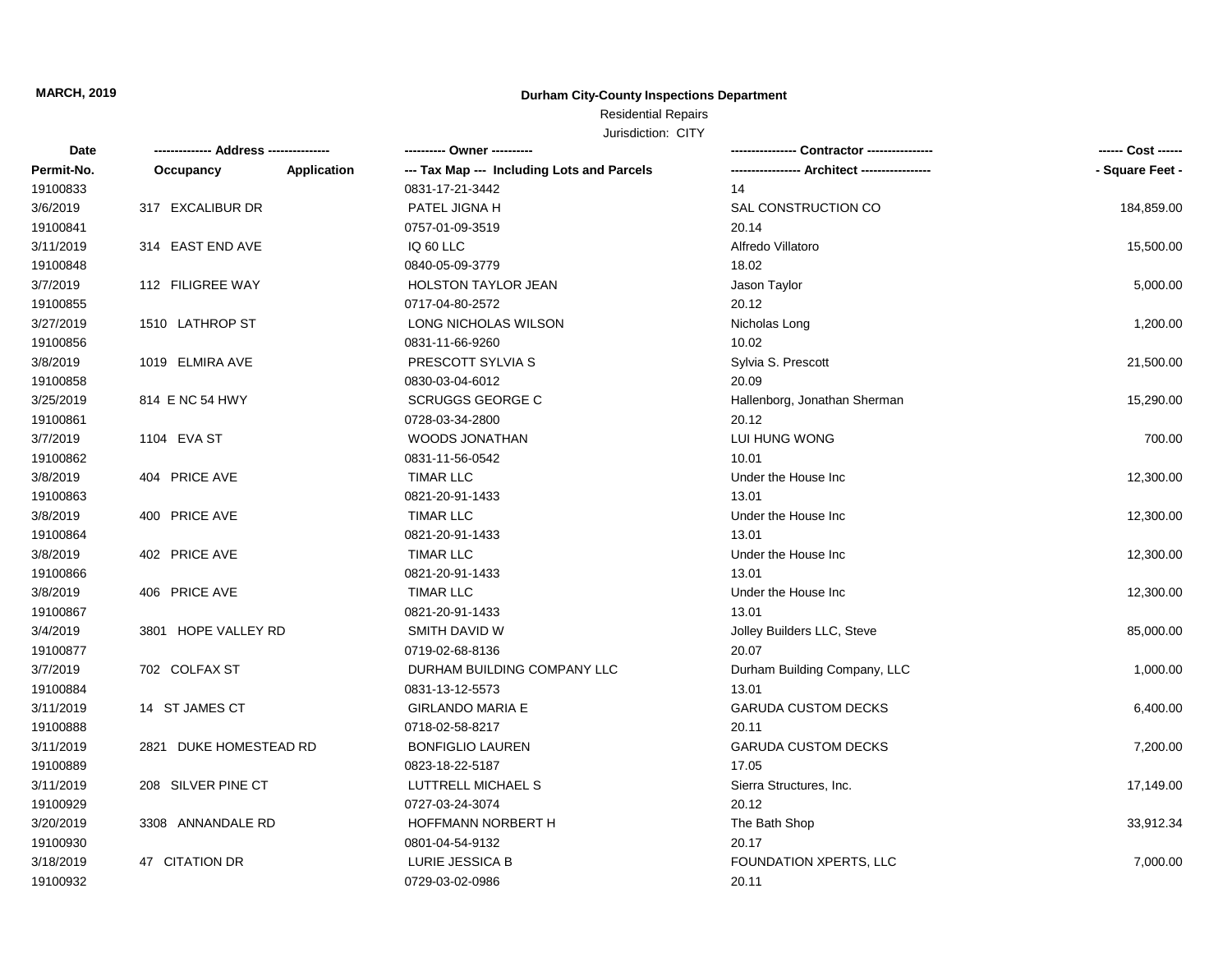**MARCH, 2019**

**Durham City-County Inspections Department**

Residential Repairs

Jurisdiction: CITY

| Date | -------------- Address -------------- | | ---------- Owner ---------- | ---------------- Contractor ---------------- | ------ Cost ------ |
|---|---|---|---|---|---|
| Permit-No. | Occupancy | Application | --- Tax Map --- Including Lots and Parcels | ----------------- Architect ----------------- | - Square Feet - |
| 19100833 | | | 0831-17-21-3442 | 14 | |
| 3/6/2019 | 317 EXCALIBUR DR | | PATEL JIGNA H | SAL CONSTRUCTION CO | 184,859.00 |
| 19100841 | | | 0757-01-09-3519 | 20.14 | |
| 3/11/2019 | 314 EAST END AVE | | IQ 60 LLC | Alfredo Villatoro | 15,500.00 |
| 19100848 | | | 0840-05-09-3779 | 18.02 | |
| 3/7/2019 | 112 FILIGREE WAY | | HOLSTON TAYLOR JEAN | Jason Taylor | 5,000.00 |
| 19100855 | | | 0717-04-80-2572 | 20.12 | |
| 3/27/2019 | 1510 LATHROP ST | | LONG NICHOLAS WILSON | Nicholas Long | 1,200.00 |
| 19100856 | | | 0831-11-66-9260 | 10.02 | |
| 3/8/2019 | 1019 ELMIRA AVE | | PRESCOTT SYLVIA S | Sylvia S. Prescott | 21,500.00 |
| 19100858 | | | 0830-03-04-6012 | 20.09 | |
| 3/25/2019 | 814 E NC 54 HWY | | SCRUGGS GEORGE C | Hallenborg, Jonathan Sherman | 15,290.00 |
| 19100861 | | | 0728-03-34-2800 | 20.12 | |
| 3/7/2019 | 1104 EVA ST | | WOODS JONATHAN | LUI HUNG WONG | 700.00 |
| 19100862 | | | 0831-11-56-0542 | 10.01 | |
| 3/8/2019 | 404 PRICE AVE | | TIMAR LLC | Under the House Inc | 12,300.00 |
| 19100863 | | | 0821-20-91-1433 | 13.01 | |
| 3/8/2019 | 400 PRICE AVE | | TIMAR LLC | Under the House Inc | 12,300.00 |
| 19100864 | | | 0821-20-91-1433 | 13.01 | |
| 3/8/2019 | 402 PRICE AVE | | TIMAR LLC | Under the House Inc | 12,300.00 |
| 19100866 | | | 0821-20-91-1433 | 13.01 | |
| 3/8/2019 | 406 PRICE AVE | | TIMAR LLC | Under the House Inc | 12,300.00 |
| 19100867 | | | 0821-20-91-1433 | 13.01 | |
| 3/4/2019 | 3801 HOPE VALLEY RD | | SMITH DAVID W | Jolley Builders LLC, Steve | 85,000.00 |
| 19100877 | | | 0719-02-68-8136 | 20.07 | |
| 3/7/2019 | 702 COLFAX ST | | DURHAM BUILDING COMPANY LLC | Durham Building Company, LLC | 1,000.00 |
| 19100884 | | | 0831-13-12-5573 | 13.01 | |
| 3/11/2019 | 14 ST JAMES CT | | GIRLANDO MARIA E | GARUDA CUSTOM DECKS | 6,400.00 |
| 19100888 | | | 0718-02-58-8217 | 20.11 | |
| 3/11/2019 | 2821 DUKE HOMESTEAD RD | | BONFIGLIO LAUREN | GARUDA CUSTOM DECKS | 7,200.00 |
| 19100889 | | | 0823-18-22-5187 | 17.05 | |
| 3/11/2019 | 208 SILVER PINE CT | | LUTTRELL MICHAEL S | Sierra Structures, Inc. | 17,149.00 |
| 19100929 | | | 0727-03-24-3074 | 20.12 | |
| 3/20/2019 | 3308 ANNANDALE RD | | HOFFMANN NORBERT H | The Bath Shop | 33,912.34 |
| 19100930 | | | 0801-04-54-9132 | 20.17 | |
| 3/18/2019 | 47 CITATION DR | | LURIE JESSICA B | FOUNDATION XPERTS, LLC | 7,000.00 |
| 19100932 | | | 0729-03-02-0986 | 20.11 | |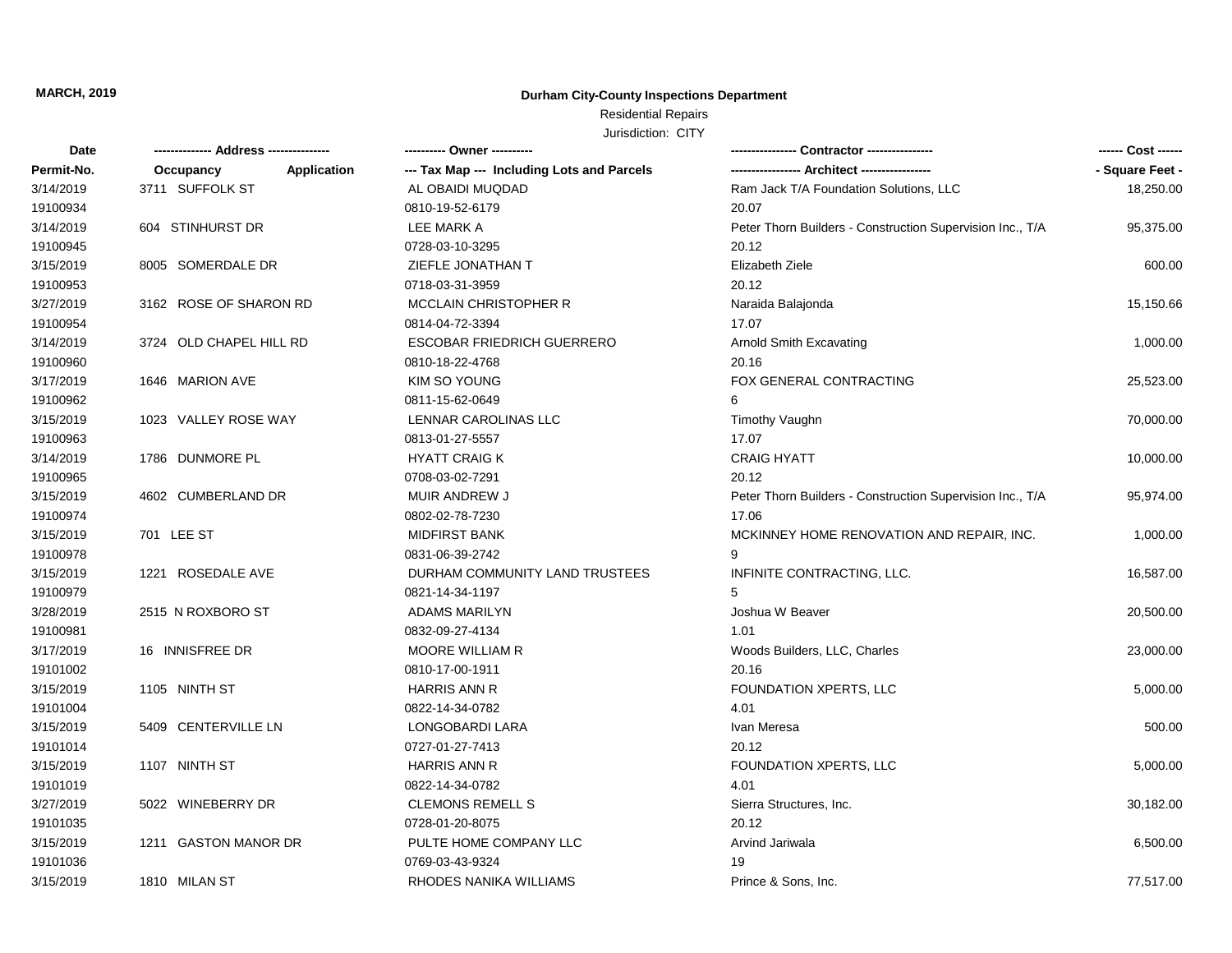**MARCH, 2019**

**Durham City-County Inspections Department**

Residential Repairs

Jurisdiction: CITY

| Date | -------------- Address -------------- | | ---------- Owner ---------- | ---------------- Contractor ---------------- | ------ Cost ------ |
|---|---|---|---|---|---|
| Permit-No. | Occupancy | Application | --- Tax Map --- Including Lots and Parcels | ----------------- Architect ----------------- | - Square Feet - |
| 3/14/2019 | 3711 SUFFOLK ST | | AL OBAIDI MUQDAD | Ram Jack T/A Foundation Solutions, LLC | 18,250.00 |
| 19100934 | | | 0810-19-52-6179 | 20.07 | |
| 3/14/2019 | 604 STINHURST DR | | LEE MARK A | Peter Thorn Builders - Construction Supervision Inc., T/A | 95,375.00 |
| 19100945 | | | 0728-03-10-3295 | 20.12 | |
| 3/15/2019 | 8005 SOMERDALE DR | | ZIEFLE JONATHAN T | Elizabeth Ziele | 600.00 |
| 19100953 | | | 0718-03-31-3959 | 20.12 | |
| 3/27/2019 | 3162 ROSE OF SHARON RD | | MCCLAIN CHRISTOPHER R | Naraida Balajonda | 15,150.66 |
| 19100954 | | | 0814-04-72-3394 | 17.07 | |
| 3/14/2019 | 3724 OLD CHAPEL HILL RD | | ESCOBAR FRIEDRICH GUERRERO | Arnold Smith Excavating | 1,000.00 |
| 19100960 | | | 0810-18-22-4768 | 20.16 | |
| 3/17/2019 | 1646 MARION AVE | | KIM SO YOUNG | FOX GENERAL CONTRACTING | 25,523.00 |
| 19100962 | | | 0811-15-62-0649 | 6 | |
| 3/15/2019 | 1023 VALLEY ROSE WAY | | LENNAR CAROLINAS LLC | Timothy Vaughn | 70,000.00 |
| 19100963 | | | 0813-01-27-5557 | 17.07 | |
| 3/14/2019 | 1786 DUNMORE PL | | HYATT CRAIG K | CRAIG HYATT | 10,000.00 |
| 19100965 | | | 0708-03-02-7291 | 20.12 | |
| 3/15/2019 | 4602 CUMBERLAND DR | | MUIR ANDREW J | Peter Thorn Builders - Construction Supervision Inc., T/A | 95,974.00 |
| 19100974 | | | 0802-02-78-7230 | 17.06 | |
| 3/15/2019 | 701 LEE ST | | MIDFIRST BANK | MCKINNEY HOME RENOVATION AND REPAIR, INC. | 1,000.00 |
| 19100978 | | | 0831-06-39-2742 | 9 | |
| 3/15/2019 | 1221 ROSEDALE AVE | | DURHAM COMMUNITY LAND TRUSTEES | INFINITE CONTRACTING, LLC. | 16,587.00 |
| 19100979 | | | 0821-14-34-1197 | 5 | |
| 3/28/2019 | 2515 N ROXBORO ST | | ADAMS MARILYN | Joshua W Beaver | 20,500.00 |
| 19100981 | | | 0832-09-27-4134 | 1.01 | |
| 3/17/2019 | 16 INNISFREE DR | | MOORE WILLIAM R | Woods Builders, LLC, Charles | 23,000.00 |
| 19101002 | | | 0810-17-00-1911 | 20.16 | |
| 3/15/2019 | 1105 NINTH ST | | HARRIS ANN R | FOUNDATION XPERTS, LLC | 5,000.00 |
| 19101004 | | | 0822-14-34-0782 | 4.01 | |
| 3/15/2019 | 5409 CENTERVILLE LN | | LONGOBARDI LARA | Ivan Meresa | 500.00 |
| 19101014 | | | 0727-01-27-7413 | 20.12 | |
| 3/15/2019 | 1107 NINTH ST | | HARRIS ANN R | FOUNDATION XPERTS, LLC | 5,000.00 |
| 19101019 | | | 0822-14-34-0782 | 4.01 | |
| 3/27/2019 | 5022 WINEBERRY DR | | CLEMONS REMELL S | Sierra Structures, Inc. | 30,182.00 |
| 19101035 | | | 0728-01-20-8075 | 20.12 | |
| 3/15/2019 | 1211 GASTON MANOR DR | | PULTE HOME COMPANY LLC | Arvind Jariwala | 6,500.00 |
| 19101036 | | | 0769-03-43-9324 | 19 | |
| 3/15/2019 | 1810 MILAN ST | | RHODES NANIKA WILLIAMS | Prince & Sons, Inc. | 77,517.00 |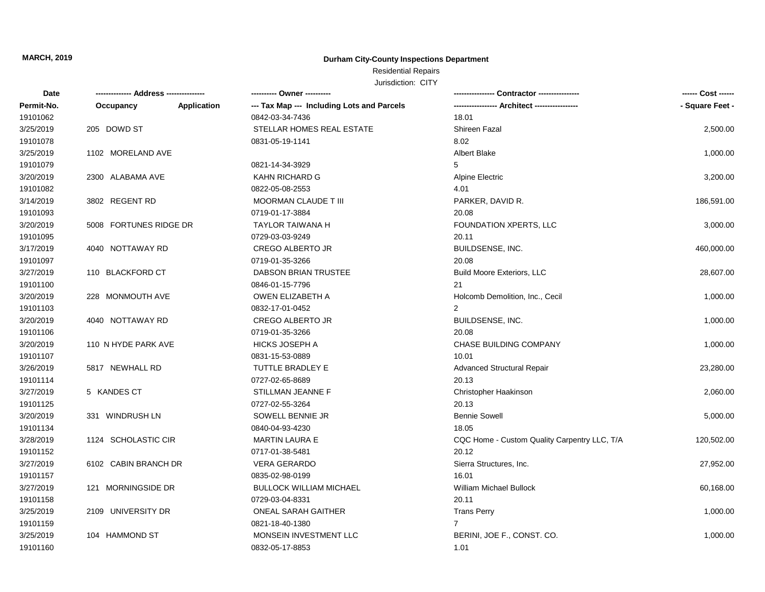**MARCH, 2019**

**Durham City-County Inspections Department**

Residential Repairs

Jurisdiction: CITY

| Date / Permit-No. | Address / Occupancy / Application | Owner / Tax Map --- Including Lots and Parcels | Contractor / Architect | Cost / Square Feet |
|---|---|---|---|---|
| 19101062 | | 0842-03-34-7436 | 18.01 | |
| 3/25/2019 | 205 DOWD ST | STELLAR HOMES REAL ESTATE | Shireen Fazal | 2,500.00 |
| 19101078 | | 0831-05-19-1141 | 8.02 | |
| 3/25/2019 | 1102 MORELAND AVE | | Albert Blake | 1,000.00 |
| 19101079 | | 0821-14-34-3929 | 5 | |
| 3/20/2019 | 2300 ALABAMA AVE | KAHN RICHARD G | Alpine Electric | 3,200.00 |
| 19101082 | | 0822-05-08-2553 | 4.01 | |
| 3/14/2019 | 3802 REGENT RD | MOORMAN CLAUDE T III | PARKER, DAVID R. | 186,591.00 |
| 19101093 | | 0719-01-17-3884 | 20.08 | |
| 3/20/2019 | 5008 FORTUNES RIDGE DR | TAYLOR TAIWANA H | FOUNDATION XPERTS, LLC | 3,000.00 |
| 19101095 | | 0729-03-03-9249 | 20.11 | |
| 3/17/2019 | 4040 NOTTAWAY RD | CREGO ALBERTO JR | BUILDSENSE, INC. | 460,000.00 |
| 19101097 | | 0719-01-35-3266 | 20.08 | |
| 3/27/2019 | 110 BLACKFORD CT | DABSON BRIAN TRUSTEE | Build Moore Exteriors, LLC | 28,607.00 |
| 19101100 | | 0846-01-15-7796 | 21 | |
| 3/20/2019 | 228 MONMOUTH AVE | OWEN ELIZABETH A | Holcomb Demolition, Inc., Cecil | 1,000.00 |
| 19101103 | | 0832-17-01-0452 | 2 | |
| 3/20/2019 | 4040 NOTTAWAY RD | CREGO ALBERTO JR | BUILDSENSE, INC. | 1,000.00 |
| 19101106 | | 0719-01-35-3266 | 20.08 | |
| 3/20/2019 | 110 N HYDE PARK AVE | HICKS JOSEPH A | CHASE BUILDING COMPANY | 1,000.00 |
| 19101107 | | 0831-15-53-0889 | 10.01 | |
| 3/26/2019 | 5817 NEWHALL RD | TUTTLE BRADLEY E | Advanced Structural Repair | 23,280.00 |
| 19101114 | | 0727-02-65-8689 | 20.13 | |
| 3/27/2019 | 5 KANDES CT | STILLMAN JEANNE F | Christopher Haakinson | 2,060.00 |
| 19101125 | | 0727-02-55-3264 | 20.13 | |
| 3/20/2019 | 331 WINDRUSH LN | SOWELL BENNIE JR | Bennie Sowell | 5,000.00 |
| 19101134 | | 0840-04-93-4230 | 18.05 | |
| 3/28/2019 | 1124 SCHOLASTIC CIR | MARTIN LAURA E | CQC Home - Custom Quality Carpentry LLC, T/A | 120,502.00 |
| 19101152 | | 0717-01-38-5481 | 20.12 | |
| 3/27/2019 | 6102 CABIN BRANCH DR | VERA GERARDO | Sierra Structures, Inc. | 27,952.00 |
| 19101157 | | 0835-02-98-0199 | 16.01 | |
| 3/27/2019 | 121 MORNINGSIDE DR | BULLOCK WILLIAM MICHAEL | William Michael Bullock | 60,168.00 |
| 19101158 | | 0729-03-04-8331 | 20.11 | |
| 3/25/2019 | 2109 UNIVERSITY DR | ONEAL SARAH GAITHER | Trans Perry | 1,000.00 |
| 19101159 | | 0821-18-40-1380 | 7 | |
| 3/25/2019 | 104 HAMMOND ST | MONSEIN INVESTMENT LLC | BERINI, JOE F., CONST. CO. | 1,000.00 |
| 19101160 | | 0832-05-17-8853 | 1.01 | |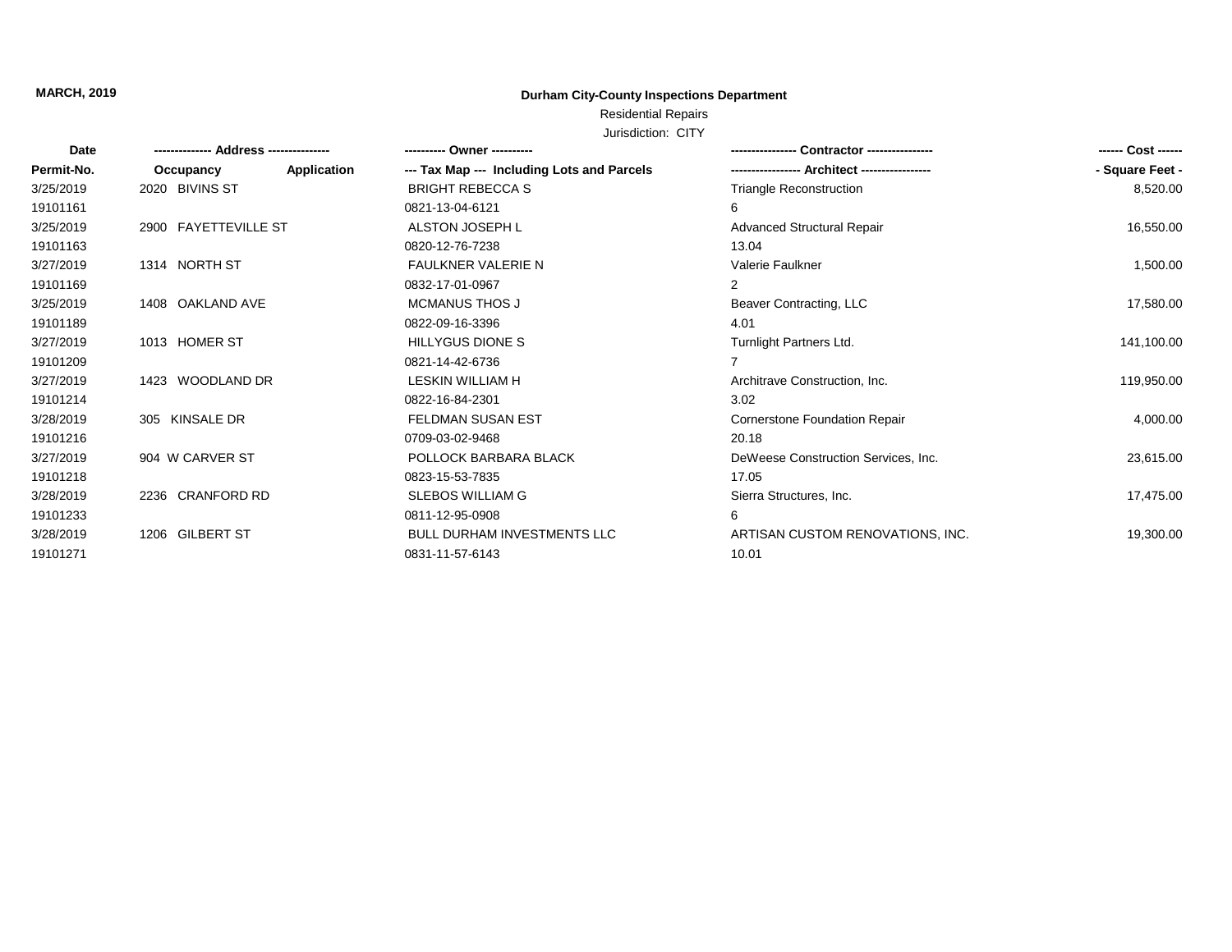**MARCH, 2019**

**Durham City-County Inspections Department**

Residential Repairs

Jurisdiction: CITY

| Date<br>Permit-No. | -------------- Address --------------<br>Occupancy | Application | ---------- Owner ----------<br>--- Tax Map --- Including Lots and Parcels | ---------------- Contractor ----------------<br>----------------- Architect ----------------- | ------ Cost ------<br>- Square Feet - |
|---|---|---|---|---|---|
| 3/25/2019<br>19101161 | 2020 BIVINS ST | | BRIGHT REBECCA S<br>0821-13-04-6121 | Triangle Reconstruction<br>6 | 8,520.00 |
| 3/25/2019<br>19101163 | 2900 FAYETTEVILLE ST | | ALSTON JOSEPH L<br>0820-12-76-7238 | Advanced Structural Repair<br>13.04 | 16,550.00 |
| 3/27/2019<br>19101169 | 1314 NORTH ST | | FAULKNER VALERIE N<br>0832-17-01-0967 | Valerie Faulkner<br>2 | 1,500.00 |
| 3/25/2019<br>19101189 | 1408 OAKLAND AVE | | MCMANUS THOS J<br>0822-09-16-3396 | Beaver Contracting, LLC<br>4.01 | 17,580.00 |
| 3/27/2019<br>19101209 | 1013 HOMER ST | | HILLYGUS DIONE S<br>0821-14-42-6736 | Turnlight Partners Ltd.<br>7 | 141,100.00 |
| 3/27/2019<br>19101214 | 1423 WOODLAND DR | | LESKIN WILLIAM H<br>0822-16-84-2301 | Architrave Construction, Inc.<br>3.02 | 119,950.00 |
| 3/28/2019<br>19101216 | 305 KINSALE DR | | FELDMAN SUSAN EST<br>0709-03-02-9468 | Cornerstone Foundation Repair<br>20.18 | 4,000.00 |
| 3/27/2019<br>19101218 | 904 W CARVER ST | | POLLOCK BARBARA BLACK<br>0823-15-53-7835 | DeWeese Construction Services, Inc.<br>17.05 | 23,615.00 |
| 3/28/2019<br>19101233 | 2236 CRANFORD RD | | SLEBOS WILLIAM G<br>0811-12-95-0908 | Sierra Structures, Inc.<br>6 | 17,475.00 |
| 3/28/2019<br>19101271 | 1206 GILBERT ST | | BULL DURHAM INVESTMENTS LLC<br>0831-11-57-6143 | ARTISAN CUSTOM RENOVATIONS, INC.<br>10.01 | 19,300.00 |